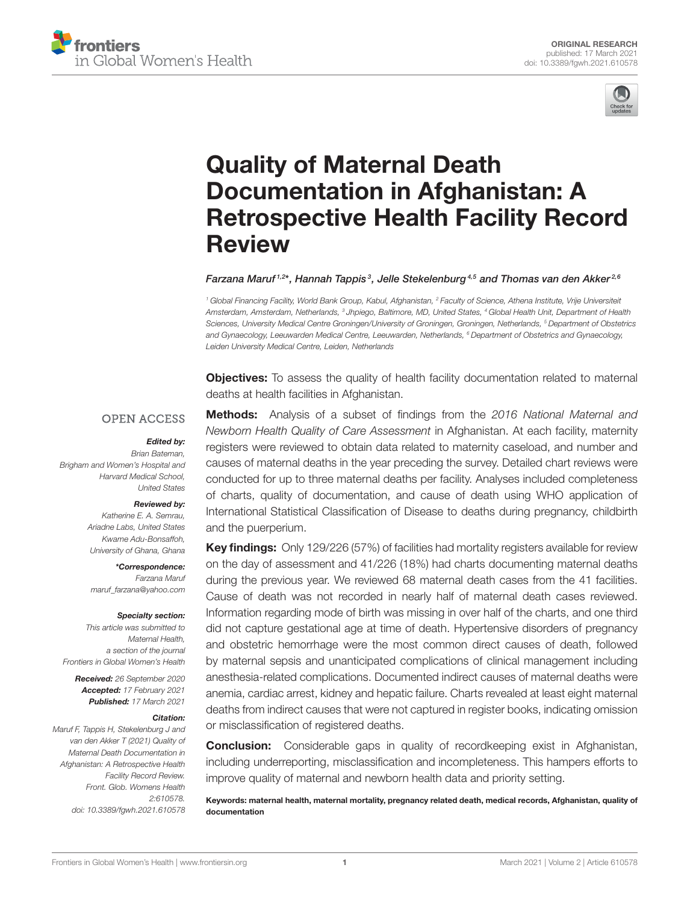ORIGINAL RESEARCH
published: 17 March 2021
doi: 10.3389/fgwh.2021.610578

# Quality of Maternal Death Documentation in Afghanistan: A Retrospective Health Facility Record Review

Farzana Maruf[1,2]*, Hannah Tappis[3], Jelle Stekelenburg[4,5] and Thomas van den Akker[2,6]

[1] Global Financing Facility, World Bank Group, Kabul, Afghanistan, [2] Faculty of Science, Athena Institute, Vrije Universiteit Amsterdam, Amsterdam, Netherlands, [3] Jhpiego, Baltimore, MD, United States, [4] Global Health Unit, Department of Health Sciences, University Medical Centre Groningen/University of Groningen, Groningen, Netherlands, [5] Department of Obstetrics and Gynaecology, Leeuwarden Medical Centre, Leeuwarden, Netherlands, [6] Department of Obstetrics and Gynaecology, Leiden University Medical Centre, Leiden, Netherlands

OPEN ACCESS

**Edited by:**
*Brian Bateman, Brigham and Women's Hospital and Harvard Medical School, United States*

**Reviewed by:**
*Katherine E. A. Semrau, Ariadne Labs, United States*
*Kwame Adu-Bonsaffoh, University of Ghana, Ghana*

**\*Correspondence:**
*Farzana Maruf*
*maruf_farzana@yahoo.com*

**Specialty section:**
*This article was submitted to Maternal Health, a section of the journal Frontiers in Global Women's Health*

**Received:** *26 September 2020*
**Accepted:** *17 February 2021*
**Published:** *17 March 2021*

**Citation:**
*Maruf F, Tappis H, Stekelenburg J and van den Akker T (2021) Quality of Maternal Death Documentation in Afghanistan: A Retrospective Health Facility Record Review. Front. Glob. Womens Health 2:610578. doi: 10.3389/fgwh.2021.610578*

**Objectives:** To assess the quality of health facility documentation related to maternal deaths at health facilities in Afghanistan.

**Methods:** Analysis of a subset of findings from the *2016 National Maternal and Newborn Health Quality of Care Assessment* in Afghanistan. At each facility, maternity registers were reviewed to obtain data related to maternity caseload, and number and causes of maternal deaths in the year preceding the survey. Detailed chart reviews were conducted for up to three maternal deaths per facility. Analyses included completeness of charts, quality of documentation, and cause of death using WHO application of International Statistical Classification of Disease to deaths during pregnancy, childbirth and the puerperium.

**Key findings:** Only 129/226 (57%) of facilities had mortality registers available for review on the day of assessment and 41/226 (18%) had charts documenting maternal deaths during the previous year. We reviewed 68 maternal death cases from the 41 facilities. Cause of death was not recorded in nearly half of maternal death cases reviewed. Information regarding mode of birth was missing in over half of the charts, and one third did not capture gestational age at time of death. Hypertensive disorders of pregnancy and obstetric hemorrhage were the most common direct causes of death, followed by maternal sepsis and unanticipated complications of clinical management including anesthesia-related complications. Documented indirect causes of maternal deaths were anemia, cardiac arrest, kidney and hepatic failure. Charts revealed at least eight maternal deaths from indirect causes that were not captured in register books, indicating omission or misclassification of registered deaths.

**Conclusion:** Considerable gaps in quality of recordkeeping exist in Afghanistan, including underreporting, misclassification and incompleteness. This hampers efforts to improve quality of maternal and newborn health data and priority setting.

**Keywords: maternal health, maternal mortality, pregnancy related death, medical records, Afghanistan, quality of documentation**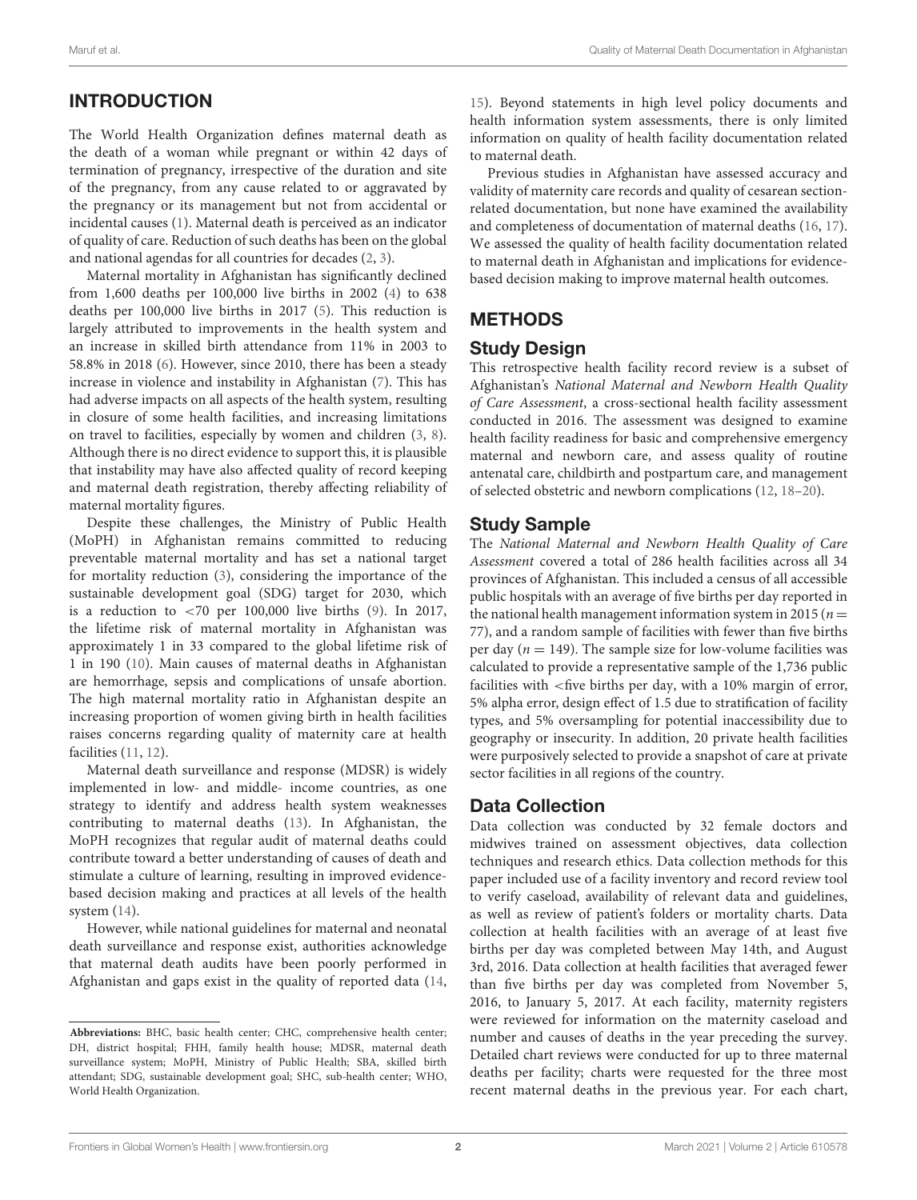## INTRODUCTION

The World Health Organization defines maternal death as the death of a woman while pregnant or within 42 days of termination of pregnancy, irrespective of the duration and site of the pregnancy, from any cause related to or aggravated by the pregnancy or its management but not from accidental or incidental causes (1). Maternal death is perceived as an indicator of quality of care. Reduction of such deaths has been on the global and national agendas for all countries for decades (2, 3).

Maternal mortality in Afghanistan has significantly declined from 1,600 deaths per 100,000 live births in 2002 (4) to 638 deaths per 100,000 live births in 2017 (5). This reduction is largely attributed to improvements in the health system and an increase in skilled birth attendance from 11% in 2003 to 58.8% in 2018 (6). However, since 2010, there has been a steady increase in violence and instability in Afghanistan (7). This has had adverse impacts on all aspects of the health system, resulting in closure of some health facilities, and increasing limitations on travel to facilities, especially by women and children (3, 8). Although there is no direct evidence to support this, it is plausible that instability may have also affected quality of record keeping and maternal death registration, thereby affecting reliability of maternal mortality figures.

Despite these challenges, the Ministry of Public Health (MoPH) in Afghanistan remains committed to reducing preventable maternal mortality and has set a national target for mortality reduction (3), considering the importance of the sustainable development goal (SDG) target for 2030, which is a reduction to <70 per 100,000 live births (9). In 2017, the lifetime risk of maternal mortality in Afghanistan was approximately 1 in 33 compared to the global lifetime risk of 1 in 190 (10). Main causes of maternal deaths in Afghanistan are hemorrhage, sepsis and complications of unsafe abortion. The high maternal mortality ratio in Afghanistan despite an increasing proportion of women giving birth in health facilities raises concerns regarding quality of maternity care at health facilities (11, 12).

Maternal death surveillance and response (MDSR) is widely implemented in low- and middle- income countries, as one strategy to identify and address health system weaknesses contributing to maternal deaths (13). In Afghanistan, the MoPH recognizes that regular audit of maternal deaths could contribute toward a better understanding of causes of death and stimulate a culture of learning, resulting in improved evidence-based decision making and practices at all levels of the health system (14).

However, while national guidelines for maternal and neonatal death surveillance and response exist, authorities acknowledge that maternal death audits have been poorly performed in Afghanistan and gaps exist in the quality of reported data (14, 15). Beyond statements in high level policy documents and health information system assessments, there is only limited information on quality of health facility documentation related to maternal death.

Previous studies in Afghanistan have assessed accuracy and validity of maternity care records and quality of cesarean section-related documentation, but none have examined the availability and completeness of documentation of maternal deaths (16, 17). We assessed the quality of health facility documentation related to maternal death in Afghanistan and implications for evidence-based decision making to improve maternal health outcomes.

## METHODS

### Study Design

This retrospective health facility record review is a subset of Afghanistan's *National Maternal and Newborn Health Quality of Care Assessment*, a cross-sectional health facility assessment conducted in 2016. The assessment was designed to examine health facility readiness for basic and comprehensive emergency maternal and newborn care, and assess quality of routine antenatal care, childbirth and postpartum care, and management of selected obstetric and newborn complications (12, 18–20).

### Study Sample

The *National Maternal and Newborn Health Quality of Care Assessment* covered a total of 286 health facilities across all 34 provinces of Afghanistan. This included a census of all accessible public hospitals with an average of five births per day reported in the national health management information system in 2015 ($n = 77$), and a random sample of facilities with fewer than five births per day ($n = 149$). The sample size for low-volume facilities was calculated to provide a representative sample of the 1,736 public facilities with <five births per day, with a 10% margin of error, 5% alpha error, design effect of 1.5 due to stratification of facility types, and 5% oversampling for potential inaccessibility due to geography or insecurity. In addition, 20 private health facilities were purposively selected to provide a snapshot of care at private sector facilities in all regions of the country.

### Data Collection

Data collection was conducted by 32 female doctors and midwives trained on assessment objectives, data collection techniques and research ethics. Data collection methods for this paper included use of a facility inventory and record review tool to verify caseload, availability of relevant data and guidelines, as well as review of patient's folders or mortality charts. Data collection at health facilities with an average of at least five births per day was completed between May 14th, and August 3rd, 2016. Data collection at health facilities that averaged fewer than five births per day was completed from November 5, 2016, to January 5, 2017. At each facility, maternity registers were reviewed for information on the maternity caseload and number and causes of deaths in the year preceding the survey. Detailed chart reviews were conducted for up to three maternal deaths per facility; charts were requested for the three most recent maternal deaths in the previous year. For each chart,

**Abbreviations:** BHC, basic health center; CHC, comprehensive health center; DH, district hospital; FHH, family health house; MDSR, maternal death surveillance and response system; MoPH, Ministry of Public Health; SBA, skilled birth attendant; SDG, sustainable development goal; SHC, sub-health center; WHO, World Health Organization.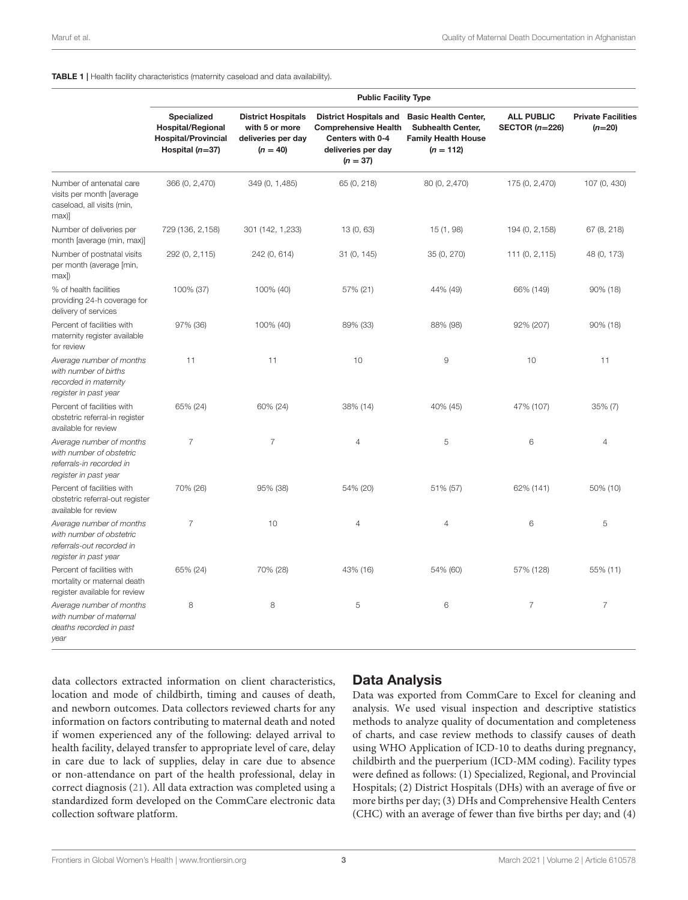**TABLE 1** | Health facility characteristics (maternity caseload and data availability).

| | Public Facility Type | | | | | |
|---|---|---|---|---|---|---|
| | **Specialized Hospital/Regional Hospital/Provincial Hospital (*n*=37)** | **District Hospitals with 5 or more deliveries per day (*n* = 40)** | **District Hospitals and Comprehensive Health Centers with 0-4 deliveries per day (*n* = 37)** | **Basic Health Center, Subhealth Center, Family Health House (*n* = 112)** | **ALL PUBLIC SECTOR (*n*=226)** | **Private Facilities (*n*=20)** |
| Number of antenatal care visits per month [average caseload, all visits (min, max)] | 366 (0, 2,470) | 349 (0, 1,485) | 65 (0, 218) | 80 (0, 2,470) | 175 (0, 2,470) | 107 (0, 430) |
| Number of deliveries per month [average (min, max)] | 729 (136, 2,158) | 301 (142, 1,233) | 13 (0, 63) | 15 (1, 98) | 194 (0, 2,158) | 67 (8, 218) |
| Number of postnatal visits per month (average [min, max]) | 292 (0, 2,115) | 242 (0, 614) | 31 (0, 145) | 35 (0, 270) | 111 (0, 2,115) | 48 (0, 173) |
| % of health facilities providing 24-h coverage for delivery of services | 100% (37) | 100% (40) | 57% (21) | 44% (49) | 66% (149) | 90% (18) |
| Percent of facilities with maternity register available for review | 97% (36) | 100% (40) | 89% (33) | 88% (98) | 92% (207) | 90% (18) |
| *Average number of months with number of births recorded in maternity register in past year* | 11 | 11 | 10 | 9 | 10 | 11 |
| Percent of facilities with obstetric referral-in register available for review | 65% (24) | 60% (24) | 38% (14) | 40% (45) | 47% (107) | 35% (7) |
| *Average number of months with number of obstetric referrals-in recorded in register in past year* | 7 | 7 | 4 | 5 | 6 | 4 |
| Percent of facilities with obstetric referral-out register available for review | 70% (26) | 95% (38) | 54% (20) | 51% (57) | 62% (141) | 50% (10) |
| *Average number of months with number of obstetric referrals-out recorded in register in past year* | 7 | 10 | 4 | 4 | 6 | 5 |
| Percent of facilities with mortality or maternal death register available for review | 65% (24) | 70% (28) | 43% (16) | 54% (60) | 57% (128) | 55% (11) |
| *Average number of months with number of maternal deaths recorded in past year* | 8 | 8 | 5 | 6 | 7 | 7 |

data collectors extracted information on client characteristics, location and mode of childbirth, timing and causes of death, and newborn outcomes. Data collectors reviewed charts for any information on factors contributing to maternal death and noted if women experienced any of the following: delayed arrival to health facility, delayed transfer to appropriate level of care, delay in care due to lack of supplies, delay in care due to absence or non-attendance on part of the health professional, delay in correct diagnosis (21). All data extraction was completed using a standardized form developed on the CommCare electronic data collection software platform.

## Data Analysis

Data was exported from CommCare to Excel for cleaning and analysis. We used visual inspection and descriptive statistics methods to analyze quality of documentation and completeness of charts, and case review methods to classify causes of death using WHO Application of ICD-10 to deaths during pregnancy, childbirth and the puerperium (ICD-MM coding). Facility types were defined as follows: (1) Specialized, Regional, and Provincial Hospitals; (2) District Hospitals (DHs) with an average of five or more births per day; (3) DHs and Comprehensive Health Centers (CHC) with an average of fewer than five births per day; and (4)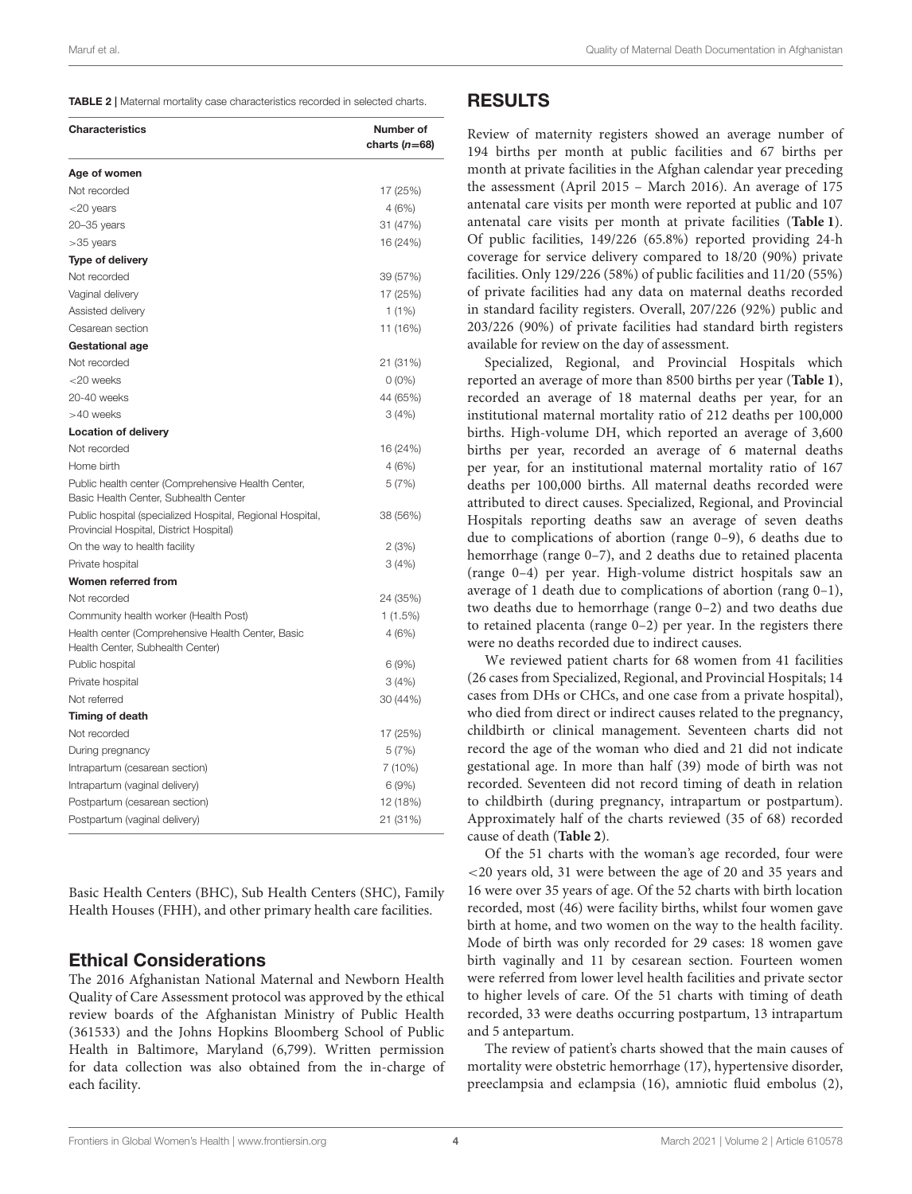**TABLE 2 |** Maternal mortality case characteristics recorded in selected charts.

| Characteristics | Number of charts ($n$=68) |
|---|---|
| **Age of women** | |
| Not recorded | 17 (25%) |
| <20 years | 4 (6%) |
| 20–35 years | 31 (47%) |
| >35 years | 16 (24%) |
| **Type of delivery** | |
| Not recorded | 39 (57%) |
| Vaginal delivery | 17 (25%) |
| Assisted delivery | 1 (1%) |
| Cesarean section | 11 (16%) |
| **Gestational age** | |
| Not recorded | 21 (31%) |
| <20 weeks | 0 (0%) |
| 20-40 weeks | 44 (65%) |
| >40 weeks | 3 (4%) |
| **Location of delivery** | |
| Not recorded | 16 (24%) |
| Home birth | 4 (6%) |
| Public health center (Comprehensive Health Center, Basic Health Center, Subhealth Center | 5 (7%) |
| Public hospital (specialized Hospital, Regional Hospital, Provincial Hospital, District Hospital) | 38 (56%) |
| On the way to health facility | 2 (3%) |
| Private hospital | 3 (4%) |
| **Women referred from** | |
| Not recorded | 24 (35%) |
| Community health worker (Health Post) | 1 (1.5%) |
| Health center (Comprehensive Health Center, Basic Health Center, Subhealth Center) | 4 (6%) |
| Public hospital | 6 (9%) |
| Private hospital | 3 (4%) |
| Not referred | 30 (44%) |
| **Timing of death** | |
| Not recorded | 17 (25%) |
| During pregnancy | 5 (7%) |
| Intrapartum (cesarean section) | 7 (10%) |
| Intrapartum (vaginal delivery) | 6 (9%) |
| Postpartum (cesarean section) | 12 (18%) |
| Postpartum (vaginal delivery) | 21 (31%) |

Basic Health Centers (BHC), Sub Health Centers (SHC), Family Health Houses (FHH), and other primary health care facilities.

### Ethical Considerations

The 2016 Afghanistan National Maternal and Newborn Health Quality of Care Assessment protocol was approved by the ethical review boards of the Afghanistan Ministry of Public Health (361533) and the Johns Hopkins Bloomberg School of Public Health in Baltimore, Maryland (6,799). Written permission for data collection was also obtained from the in-charge of each facility.

## RESULTS

Review of maternity registers showed an average number of 194 births per month at public facilities and 67 births per month at private facilities in the Afghan calendar year preceding the assessment (April 2015 – March 2016). An average of 175 antenatal care visits per month were reported at public and 107 antenatal care visits per month at private facilities (**Table 1**). Of public facilities, 149/226 (65.8%) reported providing 24-h coverage for service delivery compared to 18/20 (90%) private facilities. Only 129/226 (58%) of public facilities and 11/20 (55%) of private facilities had any data on maternal deaths recorded in standard facility registers. Overall, 207/226 (92%) public and 203/226 (90%) of private facilities had standard birth registers available for review on the day of assessment.

Specialized, Regional, and Provincial Hospitals which reported an average of more than 8500 births per year (**Table 1**), recorded an average of 18 maternal deaths per year, for an institutional maternal mortality ratio of 212 deaths per 100,000 births. High-volume DH, which reported an average of 3,600 births per year, recorded an average of 6 maternal deaths per year, for an institutional maternal mortality ratio of 167 deaths per 100,000 births. All maternal deaths recorded were attributed to direct causes. Specialized, Regional, and Provincial Hospitals reporting deaths saw an average of seven deaths due to complications of abortion (range 0–9), 6 deaths due to hemorrhage (range 0–7), and 2 deaths due to retained placenta (range 0–4) per year. High-volume district hospitals saw an average of 1 death due to complications of abortion (rang 0–1), two deaths due to hemorrhage (range 0–2) and two deaths due to retained placenta (range 0–2) per year. In the registers there were no deaths recorded due to indirect causes.

We reviewed patient charts for 68 women from 41 facilities (26 cases from Specialized, Regional, and Provincial Hospitals; 14 cases from DHs or CHCs, and one case from a private hospital), who died from direct or indirect causes related to the pregnancy, childbirth or clinical management. Seventeen charts did not record the age of the woman who died and 21 did not indicate gestational age. In more than half (39) mode of birth was not recorded. Seventeen did not record timing of death in relation to childbirth (during pregnancy, intrapartum or postpartum). Approximately half of the charts reviewed (35 of 68) recorded cause of death (**Table 2**).

Of the 51 charts with the woman's age recorded, four were <20 years old, 31 were between the age of 20 and 35 years and 16 were over 35 years of age. Of the 52 charts with birth location recorded, most (46) were facility births, whilst four women gave birth at home, and two women on the way to the health facility. Mode of birth was only recorded for 29 cases: 18 women gave birth vaginally and 11 by cesarean section. Fourteen women were referred from lower level health facilities and private sector to higher levels of care. Of the 51 charts with timing of death recorded, 33 were deaths occurring postpartum, 13 intrapartum and 5 antepartum.

The review of patient's charts showed that the main causes of mortality were obstetric hemorrhage (17), hypertensive disorder, preeclampsia and eclampsia (16), amniotic fluid embolus (2),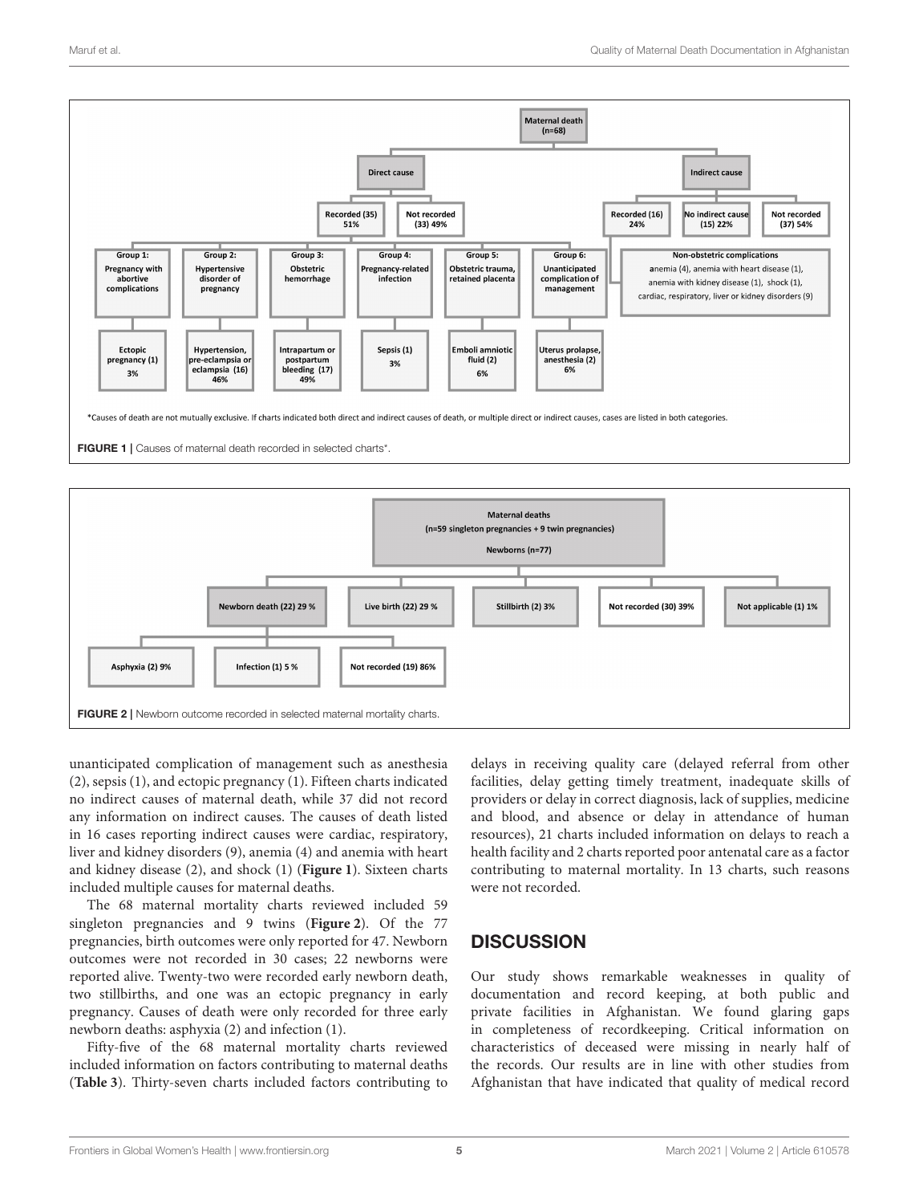Maternal death (n=68)

Direct cause

Recorded (35) 51%

Not recorded (33) 49%

Indirect cause

Recorded (16) 24%

No indirect cause (15) 22%

Not recorded (37) 54%

| Group 1: Pregnancy with abortive complications | Group 2: Hypertensive disorder of pregnancy | Group 3: Obstetric hemorrhage | Group 4: Pregnancy-related infection | Group 5: Obstetric trauma, retained placenta | Group 6: Unanticipated complication of management |
|---|---|---|---|---|---|
| Ectopic pregnancy (1) 3% | Hypertension, pre-eclampsia or eclampsia (16) 46% | Intrapartum or postpartum bleeding (17) 49% | Sepsis (1) 3% | Emboli amniotic fluid (2) 6% | Uterus prolapse, anesthesia (2) 6% |

Non-obstetric complications: anemia (4), anemia with heart disease (1), anemia with kidney disease (1), shock (1), cardiac, respiratory, liver or kidney disorders (9)

*Causes of death are not mutually exclusive. If charts indicated both direct and indirect causes of death, or multiple direct or indirect causes, cases are listed in both categories.

**FIGURE 1** | Causes of maternal death recorded in selected charts*.

Maternal deaths (n=59 singleton pregnancies + 9 twin pregnancies)

Newborns (n=77)

| Newborn death (22) 29 % | Live birth (22) 29 % | Stillbirth (2) 3% | Not recorded (30) 39% | Not applicable (1) 1% |
|---|---|---|---|---|

Newborn death: Asphyxia (2) 9% | Infection (1) 5 % | Not recorded (19) 86%

**FIGURE 2** | Newborn outcome recorded in selected maternal mortality charts.

unanticipated complication of management such as anesthesia (2), sepsis (1), and ectopic pregnancy (1). Fifteen charts indicated no indirect causes of maternal death, while 37 did not record any information on indirect causes. The causes of death listed in 16 cases reporting indirect causes were cardiac, respiratory, liver and kidney disorders (9), anemia (4) and anemia with heart and kidney disease (2), and shock (1) (**Figure 1**). Sixteen charts included multiple causes for maternal deaths.

The 68 maternal mortality charts reviewed included 59 singleton pregnancies and 9 twins (**Figure 2**). Of the 77 pregnancies, birth outcomes were only reported for 47. Newborn outcomes were not recorded in 30 cases; 22 newborns were reported alive. Twenty-two were recorded early newborn death, two stillbirths, and one was an ectopic pregnancy in early pregnancy. Causes of death were only recorded for three early newborn deaths: asphyxia (2) and infection (1).

Fifty-five of the 68 maternal mortality charts reviewed included information on factors contributing to maternal deaths (**Table 3**). Thirty-seven charts included factors contributing to delays in receiving quality care (delayed referral from other facilities, delay getting timely treatment, inadequate skills of providers or delay in correct diagnosis, lack of supplies, medicine and blood, and absence or delay in attendance of human resources), 21 charts included information on delays to reach a health facility and 2 charts reported poor antenatal care as a factor contributing to maternal mortality. In 13 charts, such reasons were not recorded.

## DISCUSSION

Our study shows remarkable weaknesses in quality of documentation and record keeping, at both public and private facilities in Afghanistan. We found glaring gaps in completeness of recordkeeping. Critical information on characteristics of deceased were missing in nearly half of the records. Our results are in line with other studies from Afghanistan that have indicated that quality of medical record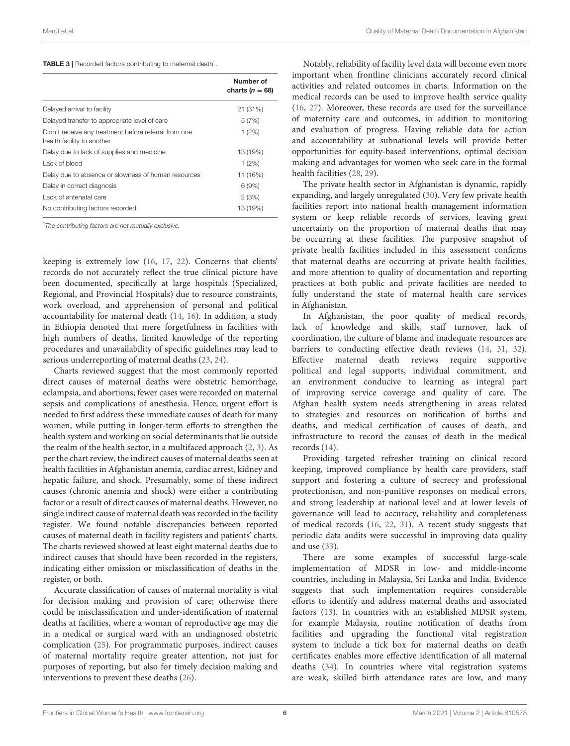**TABLE 3** | Recorded factors contributing to maternal death*.

| | Number of charts ($n = 68$) |
|---|---|
| Delayed arrival to facility | 21 (31%) |
| Delayed transfer to appropriate level of care | 5 (7%) |
| Didn't receive any treatment before referral from one health facility to another | 1 (2%) |
| Delay due to lack of supplies and medicine | 13 (19%) |
| Lack of blood | 1 (2%) |
| Delay due to absence or slowness of human resources | 11 (16%) |
| Delay in correct diagnosis | 6 (9%) |
| Lack of antenatal care | 2 (3%) |
| No contributing factors recorded | 13 (19%) |

*The contributing factors are not mutually exclusive.

keeping is extremely low (16, 17, 22). Concerns that clients' records do not accurately reflect the true clinical picture have been documented, specifically at large hospitals (Specialized, Regional, and Provincial Hospitals) due to resource constraints, work overload, and apprehension of personal and political accountability for maternal death (14, 16). In addition, a study in Ethiopia denoted that mere forgetfulness in facilities with high numbers of deaths, limited knowledge of the reporting procedures and unavailability of specific guidelines may lead to serious underreporting of maternal deaths (23, 24).

Charts reviewed suggest that the most commonly reported direct causes of maternal deaths were obstetric hemorrhage, eclampsia, and abortions; fewer cases were recorded on maternal sepsis and complications of anesthesia. Hence, urgent effort is needed to first address these immediate causes of death for many women, while putting in longer-term efforts to strengthen the health system and working on social determinants that lie outside the realm of the health sector, in a multifaced approach (2, 3). As per the chart review, the indirect causes of maternal deaths seen at health facilities in Afghanistan anemia, cardiac arrest, kidney and hepatic failure, and shock. Presumably, some of these indirect causes (chronic anemia and shock) were either a contributing factor or a result of direct causes of maternal deaths. However, no single indirect cause of maternal death was recorded in the facility register. We found notable discrepancies between reported causes of maternal death in facility registers and patients' charts. The charts reviewed showed at least eight maternal deaths due to indirect causes that should have been recorded in the registers, indicating either omission or misclassification of deaths in the register, or both.

Accurate classification of causes of maternal mortality is vital for decision making and provision of care; otherwise there could be misclassification and under-identification of maternal deaths at facilities, where a woman of reproductive age may die in a medical or surgical ward with an undiagnosed obstetric complication (25). For programmatic purposes, indirect causes of maternal mortality require greater attention, not just for purposes of reporting, but also for timely decision making and interventions to prevent these deaths (26).

Notably, reliability of facility level data will become even more important when frontline clinicians accurately record clinical activities and related outcomes in charts. Information on the medical records can be used to improve health service quality (16, 27). Moreover, these records are used for the surveillance of maternity care and outcomes, in addition to monitoring and evaluation of progress. Having reliable data for action and accountability at subnational levels will provide better opportunities for equity-based interventions, optimal decision making and advantages for women who seek care in the formal health facilities (28, 29).

The private health sector in Afghanistan is dynamic, rapidly expanding, and largely unregulated (30). Very few private health facilities report into national health management information system or keep reliable records of services, leaving great uncertainty on the proportion of maternal deaths that may be occurring at these facilities. The purposive snapshot of private health facilities included in this assessment confirms that maternal deaths are occurring at private health facilities, and more attention to quality of documentation and reporting practices at both public and private facilities are needed to fully understand the state of maternal health care services in Afghanistan.

In Afghanistan, the poor quality of medical records, lack of knowledge and skills, staff turnover, lack of coordination, the culture of blame and inadequate resources are barriers to conducting effective death reviews (14, 31, 32). Effective maternal death reviews require supportive political and legal supports, individual commitment, and an environment conducive to learning as integral part of improving service coverage and quality of care. The Afghan health system needs strengthening in areas related to strategies and resources on notification of births and deaths, and medical certification of causes of death, and infrastructure to record the causes of death in the medical records (14).

Providing targeted refresher training on clinical record keeping, improved compliance by health care providers, staff support and fostering a culture of secrecy and professional protectionism, and non-punitive responses on medical errors, and strong leadership at national level and at lower levels of governance will lead to accuracy, reliability and completeness of medical records (16, 22, 31). A recent study suggests that periodic data audits were successful in improving data quality and use (33).

There are some examples of successful large-scale implementation of MDSR in low- and middle-income countries, including in Malaysia, Sri Lanka and India. Evidence suggests that such implementation requires considerable efforts to identify and address maternal deaths and associated factors (13). In countries with an established MDSR system, for example Malaysia, routine notification of deaths from facilities and upgrading the functional vital registration system to include a tick box for maternal deaths on death certificates enables more effective identification of all maternal deaths (34). In countries where vital registration systems are weak, skilled birth attendance rates are low, and many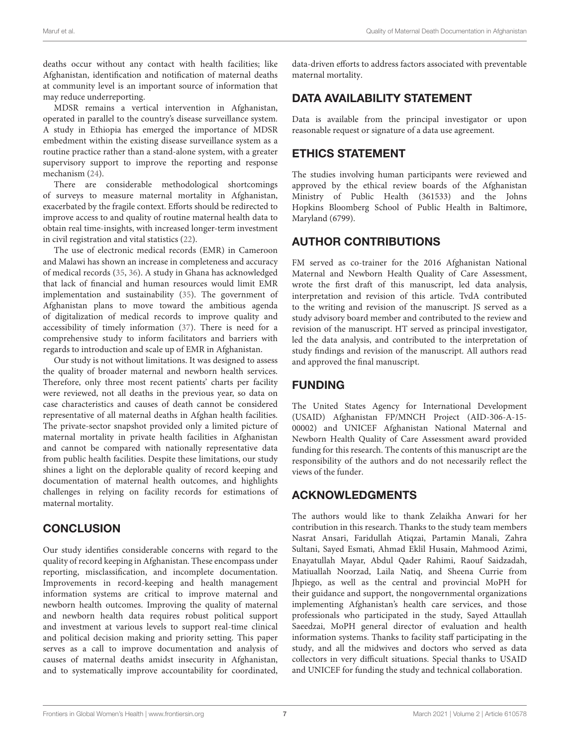deaths occur without any contact with health facilities; like Afghanistan, identification and notification of maternal deaths at community level is an important source of information that may reduce underreporting.

MDSR remains a vertical intervention in Afghanistan, operated in parallel to the country's disease surveillance system. A study in Ethiopia has emerged the importance of MDSR embedment within the existing disease surveillance system as a routine practice rather than a stand-alone system, with a greater supervisory support to improve the reporting and response mechanism (24).

There are considerable methodological shortcomings of surveys to measure maternal mortality in Afghanistan, exacerbated by the fragile context. Efforts should be redirected to improve access to and quality of routine maternal health data to obtain real time-insights, with increased longer-term investment in civil registration and vital statistics (22).

The use of electronic medical records (EMR) in Cameroon and Malawi has shown an increase in completeness and accuracy of medical records (35, 36). A study in Ghana has acknowledged that lack of financial and human resources would limit EMR implementation and sustainability (35). The government of Afghanistan plans to move toward the ambitious agenda of digitalization of medical records to improve quality and accessibility of timely information (37). There is need for a comprehensive study to inform facilitators and barriers with regards to introduction and scale up of EMR in Afghanistan.

Our study is not without limitations. It was designed to assess the quality of broader maternal and newborn health services. Therefore, only three most recent patients' charts per facility were reviewed, not all deaths in the previous year, so data on case characteristics and causes of death cannot be considered representative of all maternal deaths in Afghan health facilities. The private-sector snapshot provided only a limited picture of maternal mortality in private health facilities in Afghanistan and cannot be compared with nationally representative data from public health facilities. Despite these limitations, our study shines a light on the deplorable quality of record keeping and documentation of maternal health outcomes, and highlights challenges in relying on facility records for estimations of maternal mortality.

## CONCLUSION

Our study identifies considerable concerns with regard to the quality of record keeping in Afghanistan. These encompass under reporting, misclassification, and incomplete documentation. Improvements in record-keeping and health management information systems are critical to improve maternal and newborn health outcomes. Improving the quality of maternal and newborn health data requires robust political support and investment at various levels to support real-time clinical and political decision making and priority setting. This paper serves as a call to improve documentation and analysis of causes of maternal deaths amidst insecurity in Afghanistan, and to systematically improve accountability for coordinated, data-driven efforts to address factors associated with preventable maternal mortality.

## DATA AVAILABILITY STATEMENT

Data is available from the principal investigator or upon reasonable request or signature of a data use agreement.

## ETHICS STATEMENT

The studies involving human participants were reviewed and approved by the ethical review boards of the Afghanistan Ministry of Public Health (361533) and the Johns Hopkins Bloomberg School of Public Health in Baltimore, Maryland (6799).

## AUTHOR CONTRIBUTIONS

FM served as co-trainer for the 2016 Afghanistan National Maternal and Newborn Health Quality of Care Assessment, wrote the first draft of this manuscript, led data analysis, interpretation and revision of this article. TvdA contributed to the writing and revision of the manuscript. JS served as a study advisory board member and contributed to the review and revision of the manuscript. HT served as principal investigator, led the data analysis, and contributed to the interpretation of study findings and revision of the manuscript. All authors read and approved the final manuscript.

## FUNDING

The United States Agency for International Development (USAID) Afghanistan FP/MNCH Project (AID-306-A-15-00002) and UNICEF Afghanistan National Maternal and Newborn Health Quality of Care Assessment award provided funding for this research. The contents of this manuscript are the responsibility of the authors and do not necessarily reflect the views of the funder.

## ACKNOWLEDGMENTS

The authors would like to thank Zelaikha Anwari for her contribution in this research. Thanks to the study team members Nasrat Ansari, Faridullah Atiqzai, Partamin Manali, Zahra Sultani, Sayed Esmati, Ahmad Eklil Husain, Mahmood Azimi, Enayatullah Mayar, Abdul Qader Rahimi, Raouf Saidzadah, Matiuallah Noorzad, Laila Natiq, and Sheena Currie from Jhpiego, as well as the central and provincial MoPH for their guidance and support, the nongovernmental organizations implementing Afghanistan's health care services, and those professionals who participated in the study, Sayed Attaullah Saeedzai, MoPH general director of evaluation and health information systems. Thanks to facility staff participating in the study, and all the midwives and doctors who served as data collectors in very difficult situations. Special thanks to USAID and UNICEF for funding the study and technical collaboration.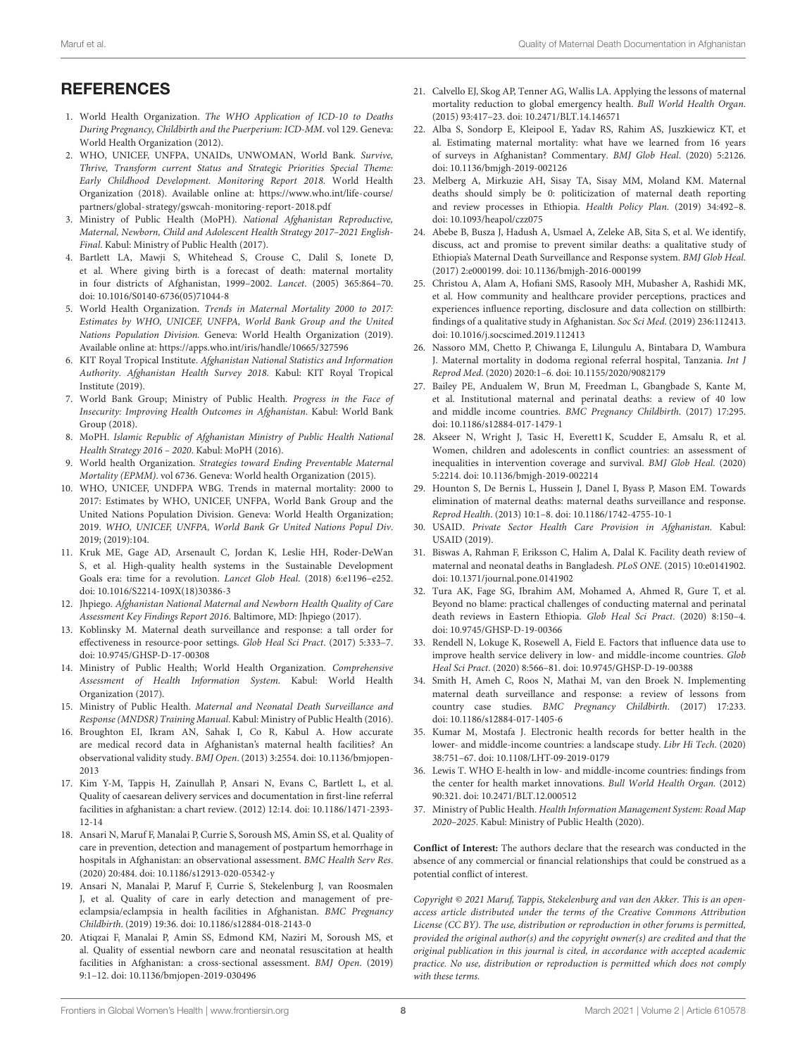## REFERENCES

1. World Health Organization. *The WHO Application of ICD-10 to Deaths During Pregnancy, Childbirth and the Puerperium: ICD-MM*. vol 129. Geneva: World Health Organization (2012).
2. WHO, UNICEF, UNFPA, UNAIDs, UNWOMAN, World Bank. *Survive, Thrive, Transform current Status and Strategic Priorities Special Theme: Early Childhood Development. Monitoring Report 2018*. World Health Organization (2018). Available online at: https://www.who.int/life-course/partners/global-strategy/gswcah-monitoring-report-2018.pdf
3. Ministry of Public Health (MoPH). *National Afghanistan Reproductive, Maternal, Newborn, Child and Adolescent Health Strategy 2017–2021 English-Final*. Kabul: Ministry of Public Health (2017).
4. Bartlett LA, Mawji S, Whitehead S, Crouse C, Dalil S, Ionete D, et al. Where giving birth is a forecast of death: maternal mortality in four districts of Afghanistan, 1999–2002. *Lancet*. (2005) 365:864–70. doi: 10.1016/S0140-6736(05)71044-8
5. World Health Organization. *Trends in Maternal Mortality 2000 to 2017: Estimates by WHO, UNICEF, UNFPA, World Bank Group and the United Nations Population Division*. Geneva: World Health Organization (2019). Available online at: https://apps.who.int/iris/handle/10665/327596
6. KIT Royal Tropical Institute. *Afghanistan National Statistics and Information Authority. Afghanistan Health Survey 2018*. Kabul: KIT Royal Tropical Institute (2019).
7. World Bank Group; Ministry of Public Health. *Progress in the Face of Insecurity: Improving Health Outcomes in Afghanistan*. Kabul: World Bank Group (2018).
8. MoPH. *Islamic Republic of Afghanistan Ministry of Public Health National Health Strategy 2016 – 2020*. Kabul: MoPH (2016).
9. World health Organization. *Strategies toward Ending Preventable Maternal Mortality (EPMM)*. vol 6736. Geneva: World health Organization (2015).
10. WHO, UNICEF, UNDFPA WBG. Trends in maternal mortality: 2000 to 2017: Estimates by WHO, UNICEF, UNFPA, World Bank Group and the United Nations Population Division. Geneva: World Health Organization; 2019. *WHO, UNICEF, UNFPA, World Bank Gr United Nations Popul Div*. 2019; (2019):104.
11. Kruk ME, Gage AD, Arsenault C, Jordan K, Leslie HH, Roder-DeWan S, et al. High-quality health systems in the Sustainable Development Goals era: time for a revolution. *Lancet Glob Heal*. (2018) 6:e1196–e252. doi: 10.1016/S2214-109X(18)30386-3
12. Jhpiego. *Afghanistan National Maternal and Newborn Health Quality of Care Assessment Key Findings Report 2016*. Baltimore, MD: Jhpiego (2017).
13. Koblinsky M. Maternal death surveillance and response: a tall order for effectiveness in resource-poor settings. *Glob Heal Sci Pract*. (2017) 5:333–7. doi: 10.9745/GHSP-D-17-00308
14. Ministry of Public Health; World Health Organization. *Comprehensive Assessment of Health Information System*. Kabul: World Health Organization (2017).
15. Ministry of Public Health. *Maternal and Neonatal Death Surveillance and Response (MNDSR) Training Manual*. Kabul: Ministry of Public Health (2016).
16. Broughton EI, Ikram AN, Sahak I, Co R, Kabul A. How accurate are medical record data in Afghanistan's maternal health facilities? An observational validity study. *BMJ Open*. (2013) 3:2554. doi: 10.1136/bmjopen-2013
17. Kim Y-M, Tappis H, Zainullah P, Ansari N, Evans C, Bartlett L, et al. Quality of caesarean delivery services and documentation in first-line referral facilities in afghanistan: a chart review. (2012) 12:14. doi: 10.1186/1471-2393-12-14
18. Ansari N, Maruf F, Manalai P, Currie S, Soroush MS, Amin SS, et al. Quality of care in prevention, detection and management of postpartum hemorrhage in hospitals in Afghanistan: an observational assessment. *BMC Health Serv Res*. (2020) 20:484. doi: 10.1186/s12913-020-05342-y
19. Ansari N, Manalai P, Maruf F, Currie S, Stekelenburg J, van Roosmalen J, et al. Quality of care in early detection and management of pre-eclampsia/eclampsia in health facilities in Afghanistan. *BMC Pregnancy Childbirth*. (2019) 19:36. doi: 10.1186/s12884-018-2143-0
20. Atiqzai F, Manalai P, Amin SS, Edmond KM, Naziri M, Soroush MS, et al. Quality of essential newborn care and neonatal resuscitation at health facilities in Afghanistan: a cross-sectional assessment. *BMJ Open*. (2019) 9:1–12. doi: 10.1136/bmjopen-2019-030496
21. Calvello EJ, Skog AP, Tenner AG, Wallis LA. Applying the lessons of maternal mortality reduction to global emergency health. *Bull World Health Organ*. (2015) 93:417–23. doi: 10.2471/BLT.14.146571
22. Alba S, Sondorp E, Kleipool E, Yadav RS, Rahim AS, Juszkiewicz KT, et al. Estimating maternal mortality: what have we learned from 16 years of surveys in Afghanistan? Commentary. *BMJ Glob Heal*. (2020) 5:2126. doi: 10.1136/bmjgh-2019-002126
23. Melberg A, Mirkuzie AH, Sisay TA, Sisay MM, Moland KM. Maternal deaths should simply be 0: politicization of maternal death reporting and review processes in Ethiopia. *Health Policy Plan*. (2019) 34:492–8. doi: 10.1093/heapol/czz075
24. Abebe B, Busza J, Hadush A, Usmael A, Zeleke AB, Sita S, et al. We identify, discuss, act and promise to prevent similar deaths: a qualitative study of Ethiopia's Maternal Death Surveillance and Response system. *BMJ Glob Heal*. (2017) 2:e000199. doi: 10.1136/bmjgh-2016-000199
25. Christou A, Alam A, Hofiani SMS, Rasooly MH, Mubasher A, Rashidi MK, et al. How community and healthcare provider perceptions, practices and experiences influence reporting, disclosure and data collection on stillbirth: findings of a qualitative study in Afghanistan. *Soc Sci Med*. (2019) 236:112413. doi: 10.1016/j.socscimed.2019.112413
26. Nassoro MM, Chetto P, Chiwanga E, Lilungulu A, Bintabara D, Wambura J. Maternal mortality in dodoma regional referral hospital, Tanzania. *Int J Reprod Med*. (2020) 2020:1–6. doi: 10.1155/2020/9082179
27. Bailey PE, Andualem W, Brun M, Freedman L, Gbangbade S, Kante M, et al. Institutional maternal and perinatal deaths: a review of 40 low and middle income countries. *BMC Pregnancy Childbirth*. (2017) 17:295. doi: 10.1186/s12884-017-1479-1
28. Akseer N, Wright J, Tasic H, Everett1 K, Scudder E, Amsalu R, et al. Women, children and adolescents in conflict countries: an assessment of inequalities in intervention coverage and survival. *BMJ Glob Heal*. (2020) 5:2214. doi: 10.1136/bmjgh-2019-002214
29. Hounton S, De Bernis L, Hussein J, Danel I, Byass P, Mason EM. Towards elimination of maternal deaths: maternal deaths surveillance and response. *Reprod Health*. (2013) 10:1–8. doi: 10.1186/1742-4755-10-1
30. USAID. *Private Sector Health Care Provision in Afghanistan*. Kabul: USAID (2019).
31. Biswas A, Rahman F, Eriksson C, Halim A, Dalal K. Facility death review of maternal and neonatal deaths in Bangladesh. *PLoS ONE*. (2015) 10:e0141902. doi: 10.1371/journal.pone.0141902
32. Tura AK, Fage SG, Ibrahim AM, Mohamed A, Ahmed R, Gure T, et al. Beyond no blame: practical challenges of conducting maternal and perinatal death reviews in Eastern Ethiopia. *Glob Heal Sci Pract*. (2020) 8:150–4. doi: 10.9745/GHSP-D-19-00366
33. Rendell N, Lokuge K, Rosewell A, Field E. Factors that influence data use to improve health service delivery in low- and middle-income countries. *Glob Heal Sci Pract*. (2020) 8:566–81. doi: 10.9745/GHSP-D-19-00388
34. Smith H, Ameh C, Roos N, Mathai M, van den Broek N. Implementing maternal death surveillance and response: a review of lessons from country case studies. *BMC Pregnancy Childbirth*. (2017) 17:233. doi: 10.1186/s12884-017-1405-6
35. Kumar M, Mostafa J. Electronic health records for better health in the lower- and middle-income countries: a landscape study. *Libr Hi Tech*. (2020) 38:751–67. doi: 10.1108/LHT-09-2019-0179
36. Lewis T. WHO E-health in low- and middle-income countries: findings from the center for health market innovations. *Bull World Health Organ*. (2012) 90:321. doi: 10.2471/BLT.12.000512
37. Ministry of Public Health. *Health Information Management System: Road Map 2020–2025*. Kabul: Ministry of Public Health (2020).

**Conflict of Interest:** The authors declare that the research was conducted in the absence of any commercial or financial relationships that could be construed as a potential conflict of interest.

*Copyright © 2021 Maruf, Tappis, Stekelenburg and van den Akker. This is an open-access article distributed under the terms of the Creative Commons Attribution License (CC BY). The use, distribution or reproduction in other forums is permitted, provided the original author(s) and the copyright owner(s) are credited and that the original publication in this journal is cited, in accordance with accepted academic practice. No use, distribution or reproduction is permitted which does not comply with these terms.*